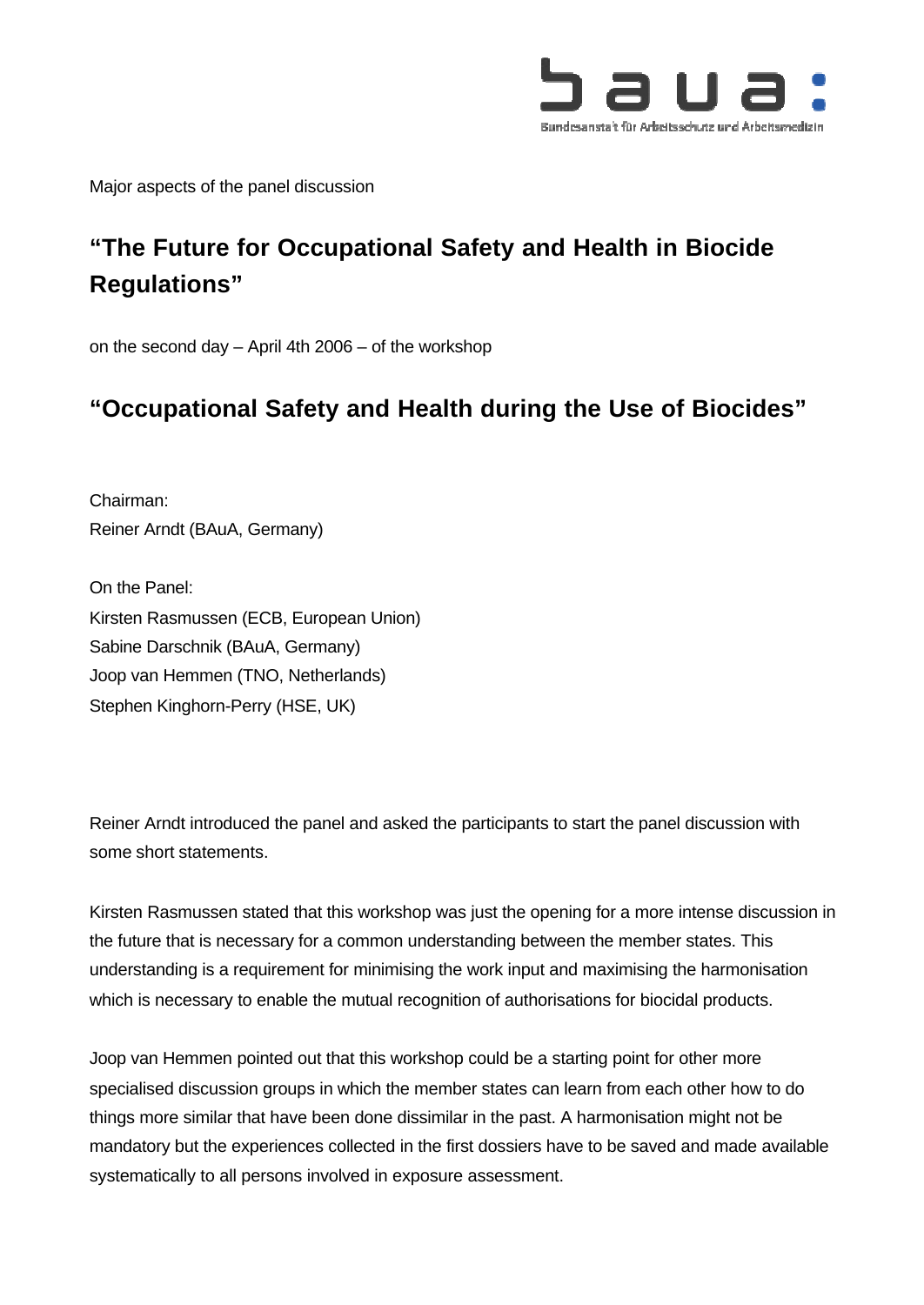Major aspects of the panel discussion

# "The Future for Occupational Safety and Health in Biocide Regulations"

on the second day – April 4th 2006 – of the workshop

# "Occupational Safety and Health during the Use of Biocides"

Chairman:
Reiner Arndt (BAuA, Germany)

On the Panel:
Kirsten Rasmussen (ECB, European Union)
Sabine Darschnik (BAuA, Germany)
Joop van Hemmen (TNO, Netherlands)
Stephen Kinghorn-Perry (HSE, UK)

Reiner Arndt introduced the panel and asked the participants to start the panel discussion with some short statements.

Kirsten Rasmussen stated that this workshop was just the opening for a more intense discussion in the future that is necessary for a common understanding between the member states. This understanding is a requirement for minimising the work input and maximising the harmonisation which is necessary to enable the mutual recognition of authorisations for biocidal products.

Joop van Hemmen pointed out that this workshop could be a starting point for other more specialised discussion groups in which the member states can learn from each other how to do things more similar that have been done dissimilar in the past. A harmonisation might not be mandatory but the experiences collected in the first dossiers have to be saved and made available systematically to all persons involved in exposure assessment.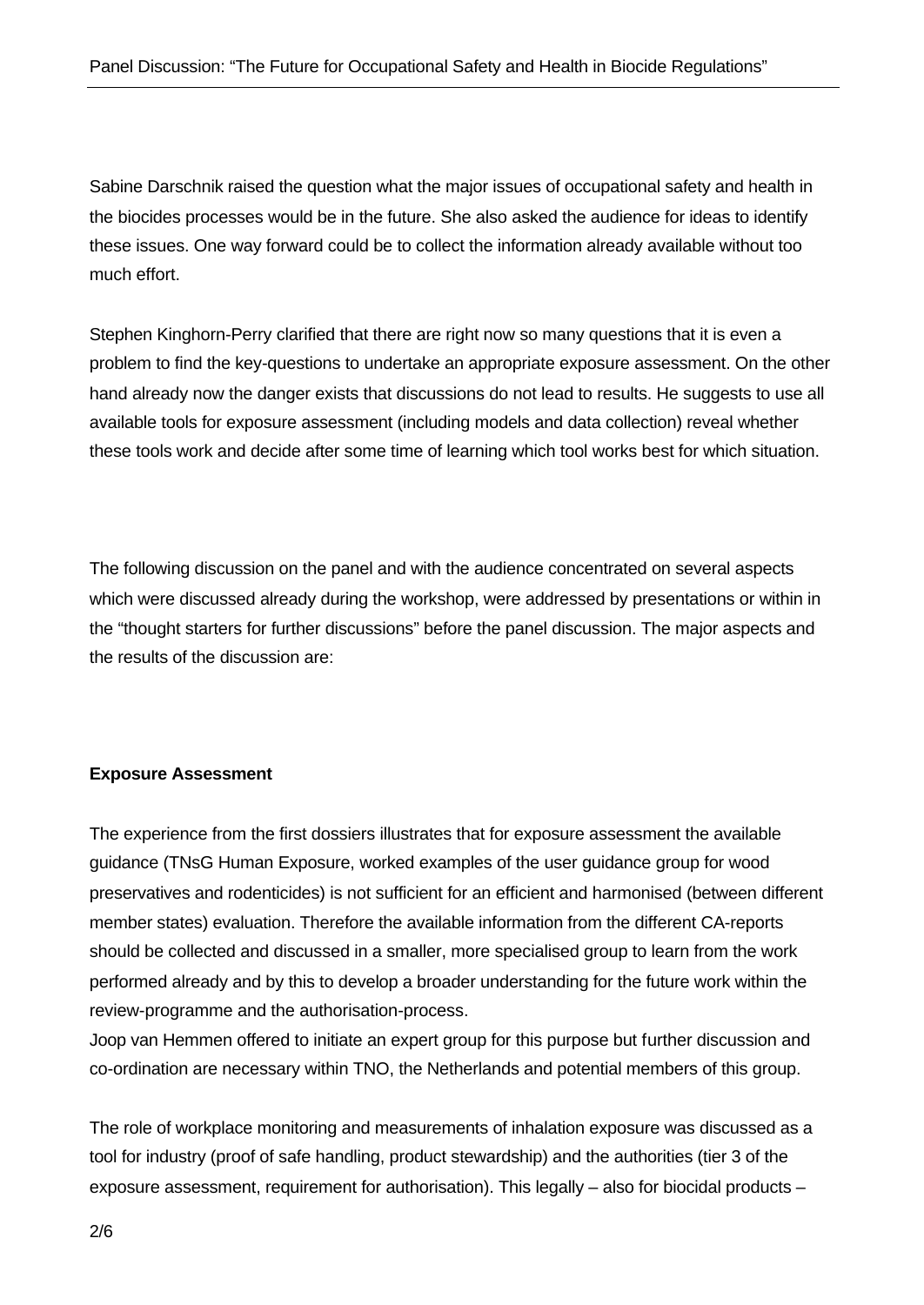Sabine Darschnik raised the question what the major issues of occupational safety and health in the biocides processes would be in the future. She also asked the audience for ideas to identify these issues. One way forward could be to collect the information already available without too much effort.

Stephen Kinghorn-Perry clarified that there are right now so many questions that it is even a problem to find the key-questions to undertake an appropriate exposure assessment. On the other hand already now the danger exists that discussions do not lead to results. He suggests to use all available tools for exposure assessment (including models and data collection) reveal whether these tools work and decide after some time of learning which tool works best for which situation.

The following discussion on the panel and with the audience concentrated on several aspects which were discussed already during the workshop, were addressed by presentations or within in the “thought starters for further discussions” before the panel discussion. The major aspects and the results of the discussion are:

**Exposure Assessment**

The experience from the first dossiers illustrates that for exposure assessment the available guidance (TNsG Human Exposure, worked examples of the user guidance group for wood preservatives and rodenticides) is not sufficient for an efficient and harmonised (between different member states) evaluation. Therefore the available information from the different CA-reports should be collected and discussed in a smaller, more specialised group to learn from the work performed already and by this to develop a broader understanding for the future work within the review-programme and the authorisation-process.
Joop van Hemmen offered to initiate an expert group for this purpose but further discussion and co-ordination are necessary within TNO, the Netherlands and potential members of this group.

The role of workplace monitoring and measurements of inhalation exposure was discussed as a tool for industry (proof of safe handling, product stewardship) and the authorities (tier 3 of the exposure assessment, requirement for authorisation). This legally – also for biocidal products –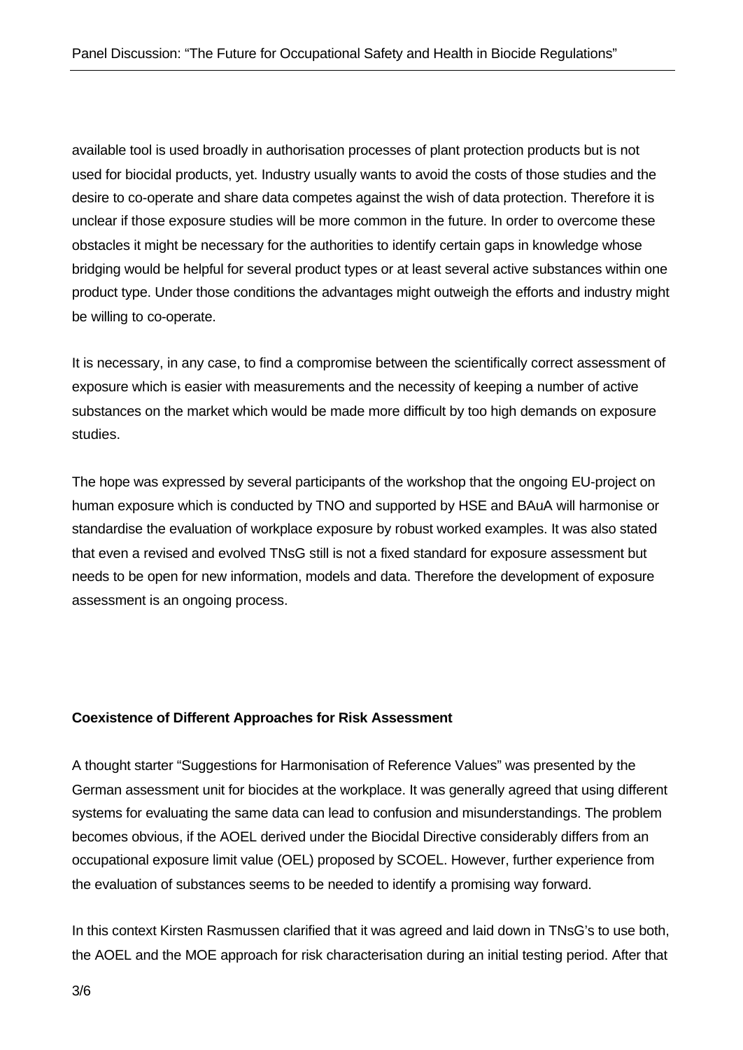available tool is used broadly in authorisation processes of plant protection products but is not used for biocidal products, yet. Industry usually wants to avoid the costs of those studies and the desire to co-operate and share data competes against the wish of data protection. Therefore it is unclear if those exposure studies will be more common in the future. In order to overcome these obstacles it might be necessary for the authorities to identify certain gaps in knowledge whose bridging would be helpful for several product types or at least several active substances within one product type. Under those conditions the advantages might outweigh the efforts and industry might be willing to co-operate.

It is necessary, in any case, to find a compromise between the scientifically correct assessment of exposure which is easier with measurements and the necessity of keeping a number of active substances on the market which would be made more difficult by too high demands on exposure studies.

The hope was expressed by several participants of the workshop that the ongoing EU-project on human exposure which is conducted by TNO and supported by HSE and BAuA will harmonise or standardise the evaluation of workplace exposure by robust worked examples. It was also stated that even a revised and evolved TNsG still is not a fixed standard for exposure assessment but needs to be open for new information, models and data. Therefore the development of exposure assessment is an ongoing process.

**Coexistence of Different Approaches for Risk Assessment**

A thought starter "Suggestions for Harmonisation of Reference Values" was presented by the German assessment unit for biocides at the workplace. It was generally agreed that using different systems for evaluating the same data can lead to confusion and misunderstandings. The problem becomes obvious, if the AOEL derived under the Biocidal Directive considerably differs from an occupational exposure limit value (OEL) proposed by SCOEL. However, further experience from the evaluation of substances seems to be needed to identify a promising way forward.

In this context Kirsten Rasmussen clarified that it was agreed and laid down in TNsG's to use both, the AOEL and the MOE approach for risk characterisation during an initial testing period. After that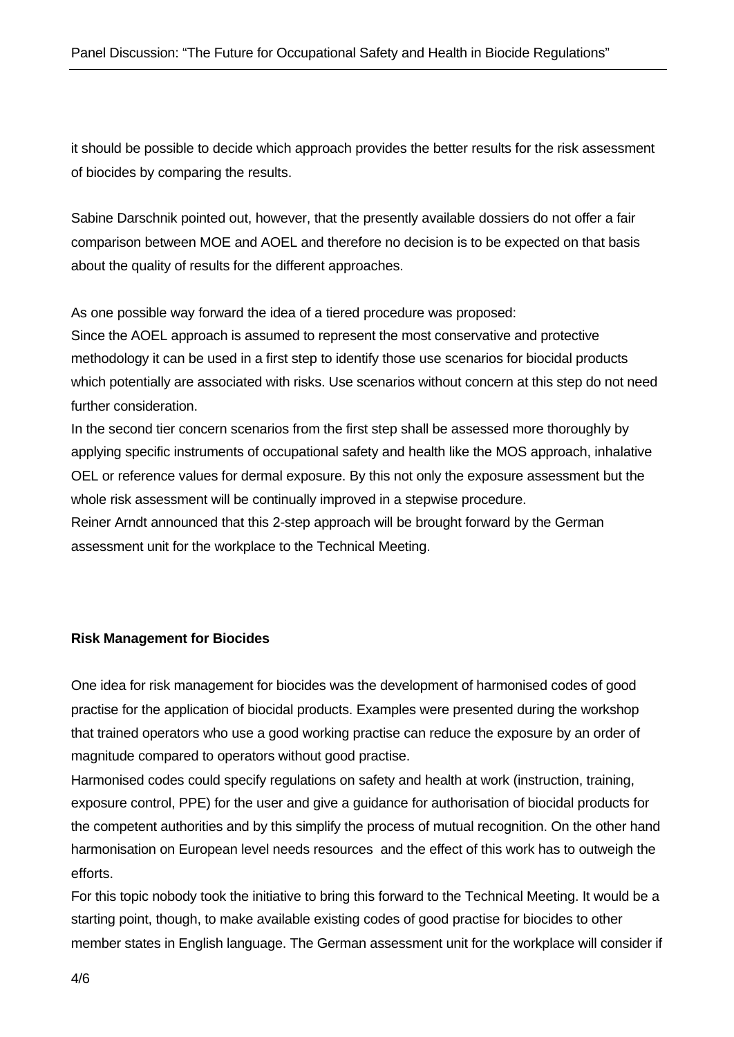it should be possible to decide which approach provides the better results for the risk assessment of biocides by comparing the results.

Sabine Darschnik pointed out, however, that the presently available dossiers do not offer a fair comparison between MOE and AOEL and therefore no decision is to be expected on that basis about the quality of results for the different approaches.

As one possible way forward the idea of a tiered procedure was proposed:
Since the AOEL approach is assumed to represent the most conservative and protective methodology it can be used in a first step to identify those use scenarios for biocidal products which potentially are associated with risks. Use scenarios without concern at this step do not need further consideration.
In the second tier concern scenarios from the first step shall be assessed more thoroughly by applying specific instruments of occupational safety and health like the MOS approach, inhalative OEL or reference values for dermal exposure. By this not only the exposure assessment but the whole risk assessment will be continually improved in a stepwise procedure.
Reiner Arndt announced that this 2-step approach will be brought forward by the German assessment unit for the workplace to the Technical Meeting.

**Risk Management for Biocides**

One idea for risk management for biocides was the development of harmonised codes of good practise for the application of biocidal products. Examples were presented during the workshop that trained operators who use a good working practise can reduce the exposure by an order of magnitude compared to operators without good practise.
Harmonised codes could specify regulations on safety and health at work (instruction, training, exposure control, PPE) for the user and give a guidance for authorisation of biocidal products for the competent authorities and by this simplify the process of mutual recognition. On the other hand harmonisation on European level needs resources and the effect of this work has to outweigh the efforts.
For this topic nobody took the initiative to bring this forward to the Technical Meeting. It would be a starting point, though, to make available existing codes of good practise for biocides to other member states in English language. The German assessment unit for the workplace will consider if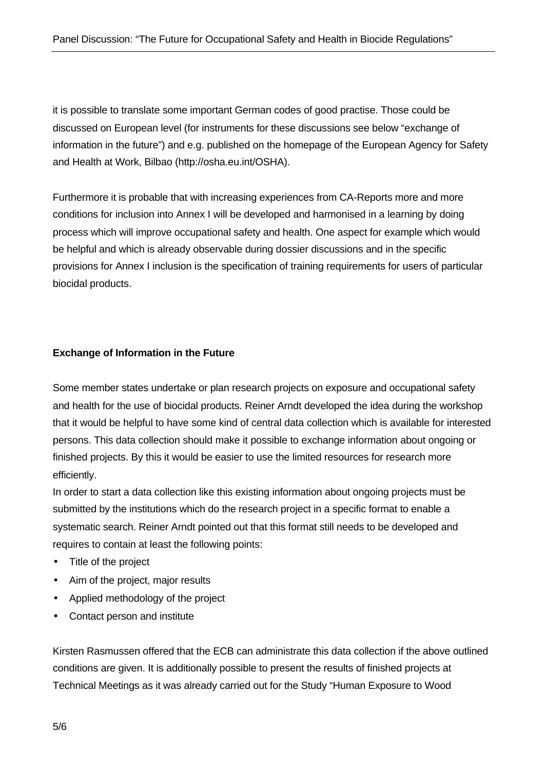it is possible to translate some important German codes of good practise. Those could be discussed on European level (for instruments for these discussions see below “exchange of information in the future”) and e.g. published on the homepage of the European Agency for Safety and Health at Work, Bilbao (http://osha.eu.int/OSHA).

Furthermore it is probable that with increasing experiences from CA-Reports more and more conditions for inclusion into Annex I will be developed and harmonised in a learning by doing process which will improve occupational safety and health. One aspect for example which would be helpful and which is already observable during dossier discussions and in the specific provisions for Annex I inclusion is the specification of training requirements for users of particular biocidal products.

**Exchange of Information in the Future**

Some member states undertake or plan research projects on exposure and occupational safety and health for the use of biocidal products. Reiner Arndt developed the idea during the workshop that it would be helpful to have some kind of central data collection which is available for interested persons. This data collection should make it possible to exchange information about ongoing or finished projects. By this it would be easier to use the limited resources for research more efficiently.
In order to start a data collection like this existing information about ongoing projects must be submitted by the institutions which do the research project in a specific format to enable a systematic search. Reiner Arndt pointed out that this format still needs to be developed and requires to contain at least the following points:

- Title of the project
- Aim of the project, major results
- Applied methodology of the project
- Contact person and institute

Kirsten Rasmussen offered that the ECB can administrate this data collection if the above outlined conditions are given. It is additionally possible to present the results of finished projects at Technical Meetings as it was already carried out for the Study “Human Exposure to Wood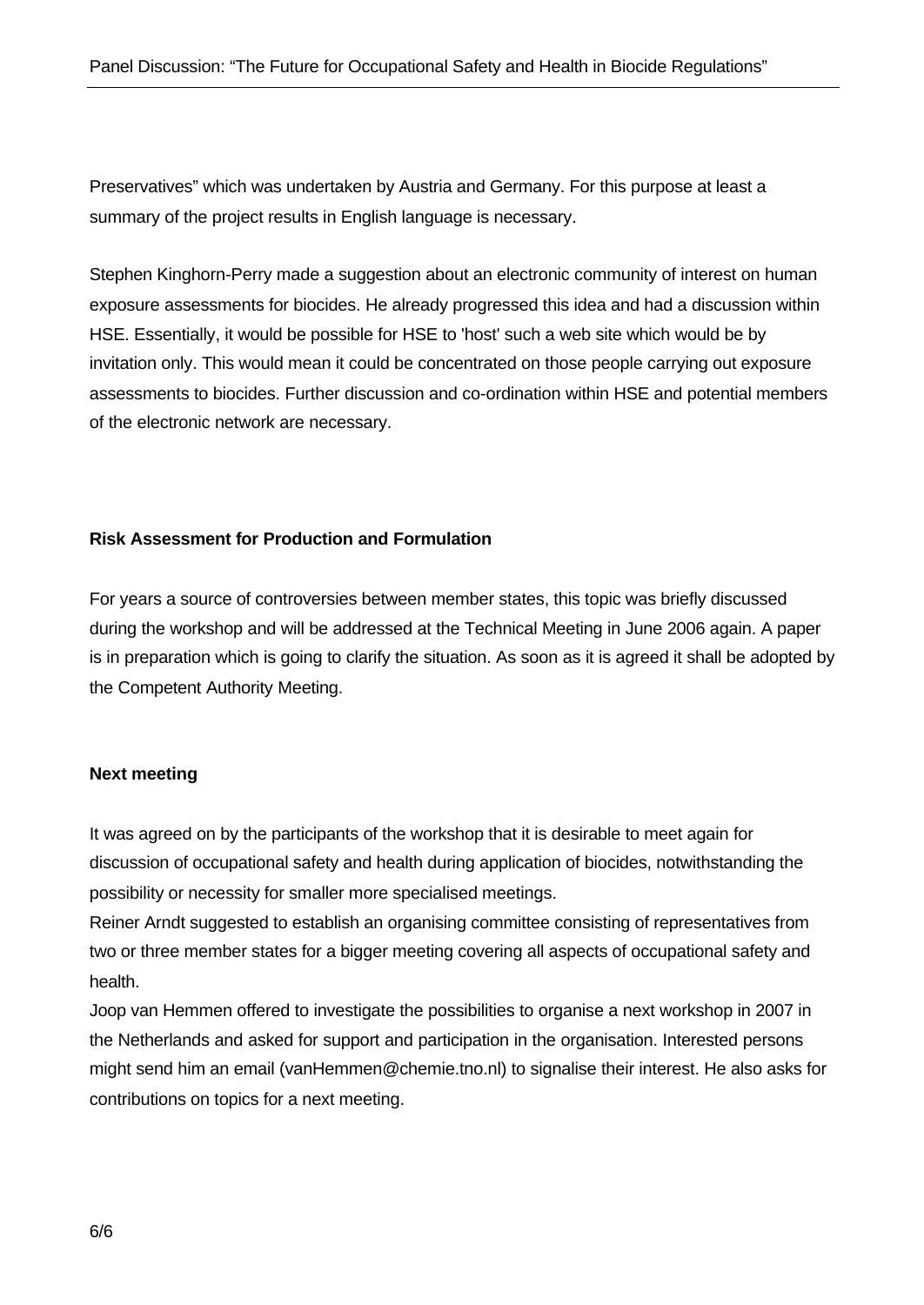Preservatives" which was undertaken by Austria and Germany. For this purpose at least a summary of the project results in English language is necessary.

Stephen Kinghorn-Perry made a suggestion about an electronic community of interest on human exposure assessments for biocides. He already progressed this idea and had a discussion within HSE. Essentially, it would be possible for HSE to 'host' such a web site which would be by invitation only. This would mean it could be concentrated on those people carrying out exposure assessments to biocides. Further discussion and co-ordination within HSE and potential members of the electronic network are necessary.

**Risk Assessment for Production and Formulation**

For years a source of controversies between member states, this topic was briefly discussed during the workshop and will be addressed at the Technical Meeting in June 2006 again. A paper is in preparation which is going to clarify the situation. As soon as it is agreed it shall be adopted by the Competent Authority Meeting.

**Next meeting**

It was agreed on by the participants of the workshop that it is desirable to meet again for discussion of occupational safety and health during application of biocides, notwithstanding the possibility or necessity for smaller more specialised meetings.
Reiner Arndt suggested to establish an organising committee consisting of representatives from two or three member states for a bigger meeting covering all aspects of occupational safety and health.
Joop van Hemmen offered to investigate the possibilities to organise a next workshop in 2007 in the Netherlands and asked for support and participation in the organisation. Interested persons might send him an email (vanHemmen@chemie.tno.nl) to signalise their interest. He also asks for contributions on topics for a next meeting.